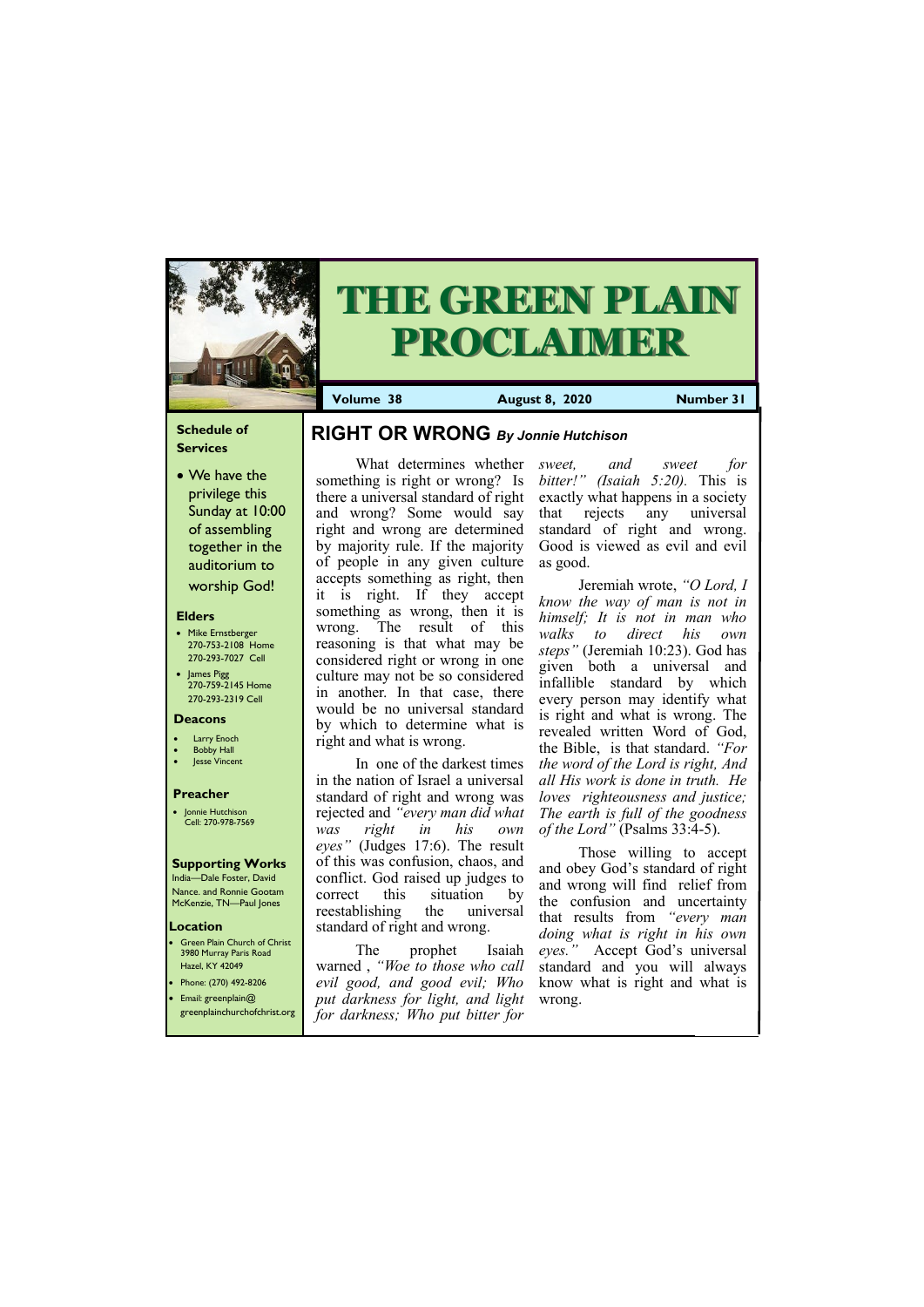# THE GREEN PLAIN PROCLAIMER

**Volume 38** | **August 8, 2020** | **Number 31**

## Schedule of Services

- We have the privilege this Sunday at 10:00 of assembling together in the auditorium to worship God!

### Elders

- Mike Ernstberger 270-753-2108 Home 270-293-7027 Cell
- James Pigg 270-759-2145 Home 270-293-2319 Cell

### Deacons

- Larry Enoch
- Bobby Hall
- Jesse Vincent

### Preacher

- Jonnie Hutchison Cell: 270-978-7569

### Supporting Works

India—Dale Foster, David Nance. and Ronnie Gootam McKenzie, TN—Paul Jones

### Location

- Green Plain Church of Christ 3980 Murray Paris Road Hazel, KY 42049
- Phone: (270) 492-8206
- Email: greenplain@greenplainchurchofchrist.org

## RIGHT OR WRONG *By Jonnie Hutchison*

What determines whether something is right or wrong? Is there a universal standard of right and wrong? Some would say right and wrong are determined by majority rule. If the majority of people in any given culture accepts something as right, then it is right. If they accept something as wrong, then it is wrong. The result of this reasoning is that what may be considered right or wrong in one culture may not be so considered in another. In that case, there would be no universal standard by which to determine what is right and what is wrong.

In one of the darkest times in the nation of Israel a universal standard of right and wrong was rejected and *"every man did what was right in his own eyes"* (Judges 17:6). The result of this was confusion, chaos, and conflict. God raised up judges to correct this situation by reestablishing the universal standard of right and wrong.

The prophet Isaiah warned , *"Woe to those who call evil good, and good evil; Who put darkness for light, and light for darkness; Who put bitter for sweet, and sweet for bitter!" (Isaiah 5:20).* This is exactly what happens in a society that rejects any universal standard of right and wrong. Good is viewed as evil and evil as good.

Jeremiah wrote, *"O Lord, I know the way of man is not in himself; It is not in man who walks to direct his own steps"* (Jeremiah 10:23). God has given both a universal and infallible standard by which every person may identify what is right and what is wrong. The revealed written Word of God, the Bible, is that standard. *"For the word of the Lord is right, And all His work is done in truth. He loves righteousness and justice; The earth is full of the goodness of the Lord"* (Psalms 33:4-5).

Those willing to accept and obey God's standard of right and wrong will find relief from the confusion and uncertainty that results from *"every man doing what is right in his own eyes."* Accept God's universal standard and you will always know what is right and what is wrong.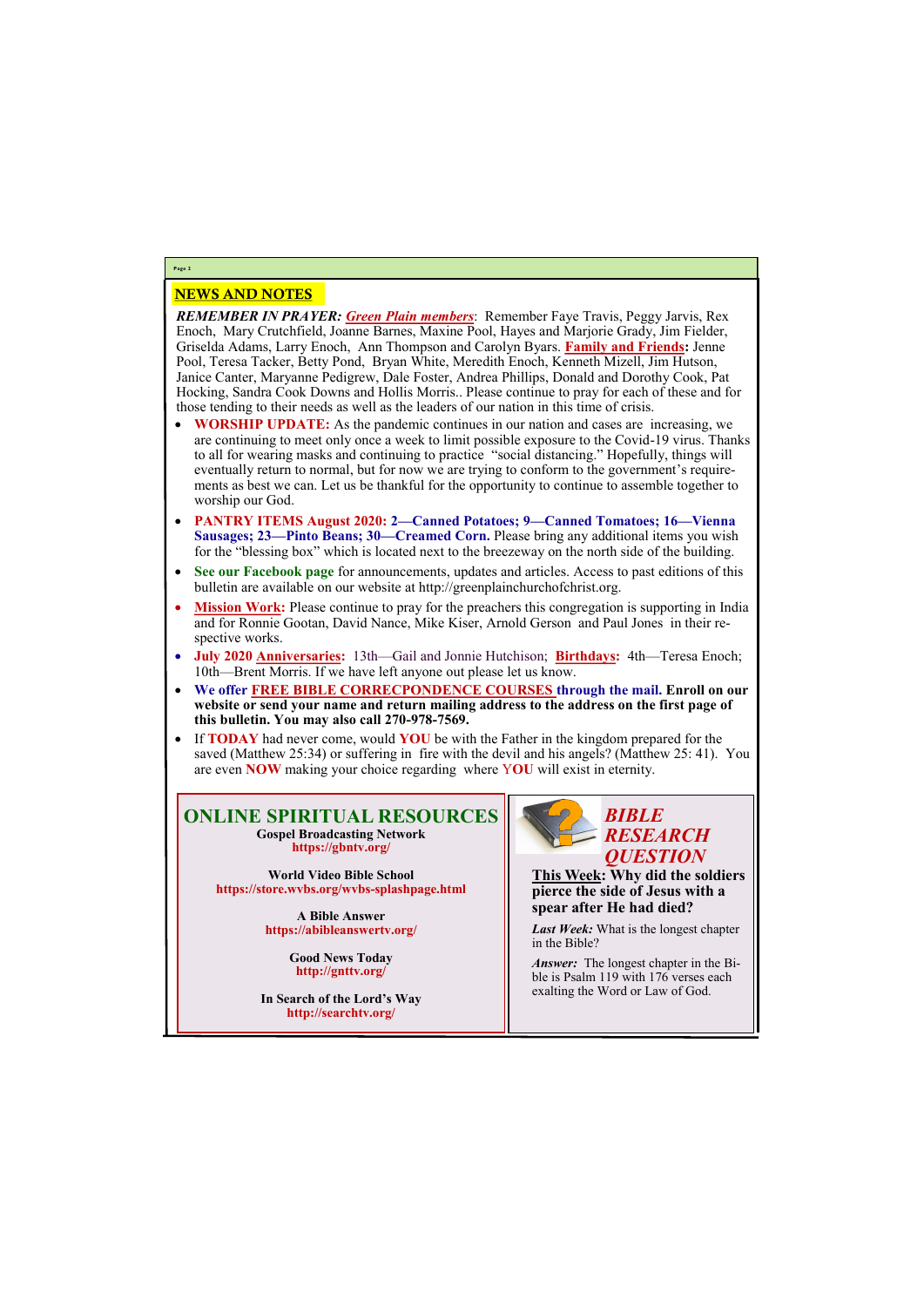## NEWS AND NOTES

***REMEMBER IN PRAYER:*** ***Green Plain members***: Remember Faye Travis, Peggy Jarvis, Rex Enoch, Mary Crutchfield, Joanne Barnes, Maxine Pool, Hayes and Marjorie Grady, Jim Fielder, Griselda Adams, Larry Enoch, Ann Thompson and Carolyn Byars. **Family and Friends:** Jenne Pool, Teresa Tacker, Betty Pond, Bryan White, Meredith Enoch, Kenneth Mizell, Jim Hutson, Janice Canter, Maryanne Pedigrew, Dale Foster, Andrea Phillips, Donald and Dorothy Cook, Pat Hocking, Sandra Cook Downs and Hollis Morris.. Please continue to pray for each of these and for those tending to their needs as well as the leaders of our nation in this time of crisis.

- **WORSHIP UPDATE:** As the pandemic continues in our nation and cases are increasing, we are continuing to meet only once a week to limit possible exposure to the Covid-19 virus. Thanks to all for wearing masks and continuing to practice "social distancing." Hopefully, things will eventually return to normal, but for now we are trying to conform to the government's requirements as best we can. Let us be thankful for the opportunity to continue to assemble together to worship our God.
- **PANTRY ITEMS August 2020: 2—Canned Potatoes; 9—Canned Tomatoes; 16—Vienna Sausages; 23—Pinto Beans; 30—Creamed Corn.** Please bring any additional items you wish for the "blessing box" which is located next to the breezeway on the north side of the building.
- **See our Facebook page** for announcements, updates and articles. Access to past editions of this bulletin are available on our website at http://greenplainchurchofchrist.org.
- **Mission Work:** Please continue to pray for the preachers this congregation is supporting in India and for Ronnie Gootan, David Nance, Mike Kiser, Arnold Gerson and Paul Jones in their respective works.
- **July 2020 Anniversaries:** 13th—Gail and Jonnie Hutchison; **Birthdays:** 4th—Teresa Enoch; 10th—Brent Morris. If we have left anyone out please let us know.
- **We offer FREE BIBLE CORRECPONDENCE COURSES through the mail. Enroll on our website or send your name and return mailing address to the address on the first page of this bulletin. You may also call 270-978-7569.**
- If **TODAY** had never come, would **YOU** be with the Father in the kingdom prepared for the saved (Matthew 25:34) or suffering in fire with the devil and his angels? (Matthew 25: 41). You are even **NOW** making your choice regarding where **YOU** will exist in eternity.

## ONLINE SPIRITUAL RESOURCES

**Gospel Broadcasting Network**
**https://gbntv.org/**

**World Video Bible School**
**https://store.wvbs.org/wvbs-splashpage.html**

**A Bible Answer**
**https://abibleanswertv.org/**

**Good News Today**
**http://gnttv.org/**

**In Search of the Lord's Way**
**http://searchtv.org/**

## *BIBLE RESEARCH QUESTION*

**This Week: Why did the soldiers pierce the side of Jesus with a spear after He had died?**

***Last Week:*** What is the longest chapter in the Bible?

***Answer:*** The longest chapter in the Bible is Psalm 119 with 176 verses each exalting the Word or Law of God.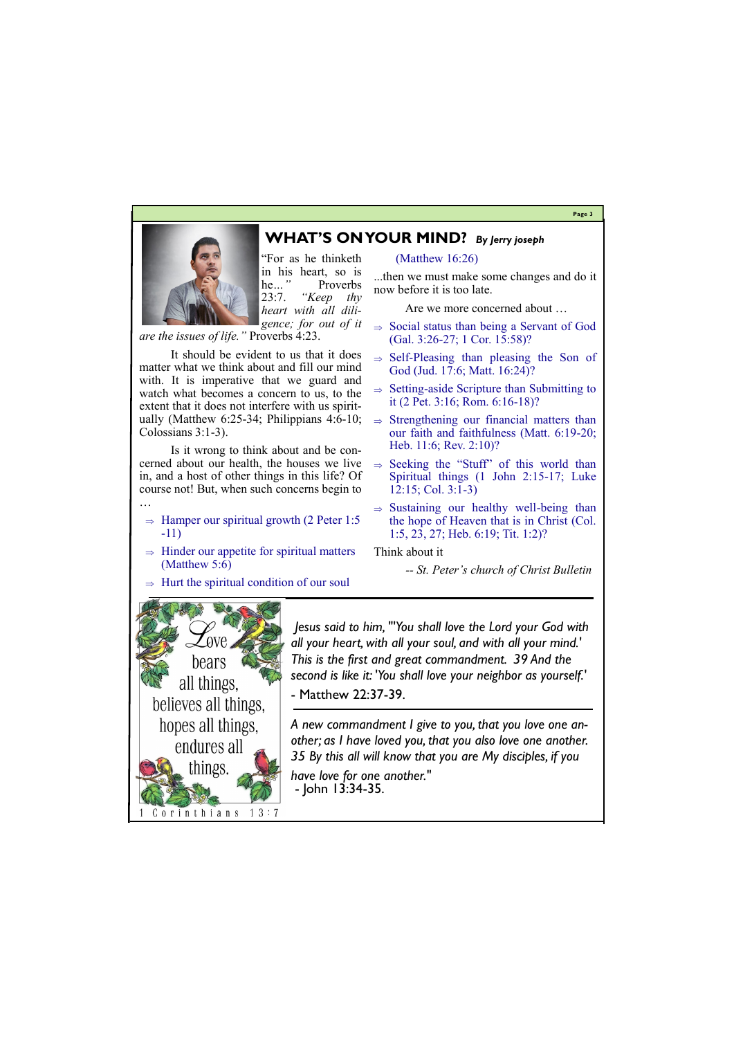## WHAT'S ON YOUR MIND? *By Jerry joseph*

"For as he thinketh in his heart, so is he…" Proverbs 23:7. *"Keep thy heart with all diligence; for out of it are the issues of life."* Proverbs 4:23.

It should be evident to us that it does matter what we think about and fill our mind with. It is imperative that we guard and watch what becomes a concern to us, to the extent that it does not interfere with us spiritually (Matthew 6:25-34; Philippians 4:6-10; Colossians 3:1-3).

Is it wrong to think about and be concerned about our health, the houses we live in, and a host of other things in this life? Of course not! But, when such concerns begin to …

- ⇒ Hamper our spiritual growth (2 Peter 1:5-11)
- ⇒ Hinder our appetite for spiritual matters (Matthew 5:6)
- ⇒ Hurt the spiritual condition of our soul (Matthew 16:26)

...then we must make some changes and do it now before it is too late.

Are we more concerned about …

- ⇒ Social status than being a Servant of God (Gal. 3:26-27; 1 Cor. 15:58)?
- ⇒ Self-Pleasing than pleasing the Son of God (Jud. 17:6; Matt. 16:24)?
- ⇒ Setting-aside Scripture than Submitting to it (2 Pet. 3:16; Rom. 6:16-18)?
- ⇒ Strengthening our financial matters than our faith and faithfulness (Matt. 6:19-20; Heb. 11:6; Rev. 2:10)?
- ⇒ Seeking the "Stuff" of this world than Spiritual things (1 John 2:15-17; Luke 12:15; Col. 3:1-3)
- ⇒ Sustaining our healthy well-being than the hope of Heaven that is in Christ (Col. 1:5, 23, 27; Heb. 6:19; Tit. 1:2)?

Think about it

*-- St. Peter's church of Christ Bulletin*

---

Love bears all things, believes all things, hopes all things, endures all things.

1 Corinthians 13:7

*Jesus said to him, "'You shall love the Lord your God with all your heart, with all your soul, and with all your mind.' This is the first and great commandment. 39 And the second is like it: 'You shall love your neighbor as yourself.'*

- Matthew 22:37-39.

---

*A new commandment I give to you, that you love one another; as I have loved you, that you also love one another. 35 By this all will know that you are My disciples, if you have love for one another."*

- John 13:34-35.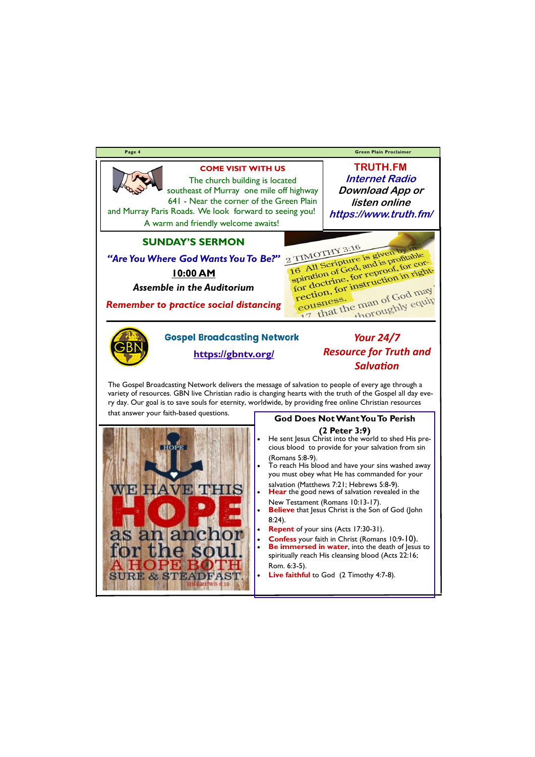## COME VISIT WITH US

The church building is located southeast of Murray one mile off highway 641 - Near the corner of the Green Plain and Murray Paris Roads. We look forward to seeing you! A warm and friendly welcome awaits!

## TRUTH.FM

*Internet Radio*

*Download App or listen online*

*https://www.truth.fm/*

## SUNDAY'S SERMON

***"Are You Where God Wants You To Be?"***

**10:00 AM**

***Assemble in the Auditorium***

***Remember to practice social distancing***

2 TIMOTHY 3:16

16 All Scripture is given by inspiration of God, and is profitable for doctrine, for reproof, for correction, for instruction in righteousness.

17 that the man of God may be thoroughly equip

## Gospel Broadcasting Network

**https://gbntv.org/**

***Your 24/7 Resource for Truth and Salvation***

The Gospel Broadcasting Network delivers the message of salvation to people of every age through a variety of resources. GBN live Christian radio is changing hearts with the truth of the Gospel all day every day. Our goal is to save souls for eternity, worldwide, by providing free online Christian resources that answer your faith-based questions.

HOPE

WE HAVE THIS HOPE as an anchor for the soul. A HOPE BOTH SURE & STEADFAST. HEBREWS 6:19

## God Does Not Want You To Perish (2 Peter 3:9)

- He sent Jesus Christ into the world to shed His precious blood to provide for your salvation from sin (Romans 5:8-9).
- To reach His blood and have your sins washed away you must obey what He has commanded for your salvation (Matthews 7:21; Hebrews 5:8-9).
- **Hear** the good news of salvation revealed in the New Testament (Romans 10:13-17).
- **Believe** that Jesus Christ is the Son of God (John 8:24).
- **Repent** of your sins (Acts 17:30-31).
- **Confess** your faith in Christ (Romans 10:9-10).
- **Be immersed in water**, into the death of Jesus to spiritually reach His cleansing blood (Acts 22:16; Rom. 6:3-5).
- **Live faithful** to God (2 Timothy 4:7-8).